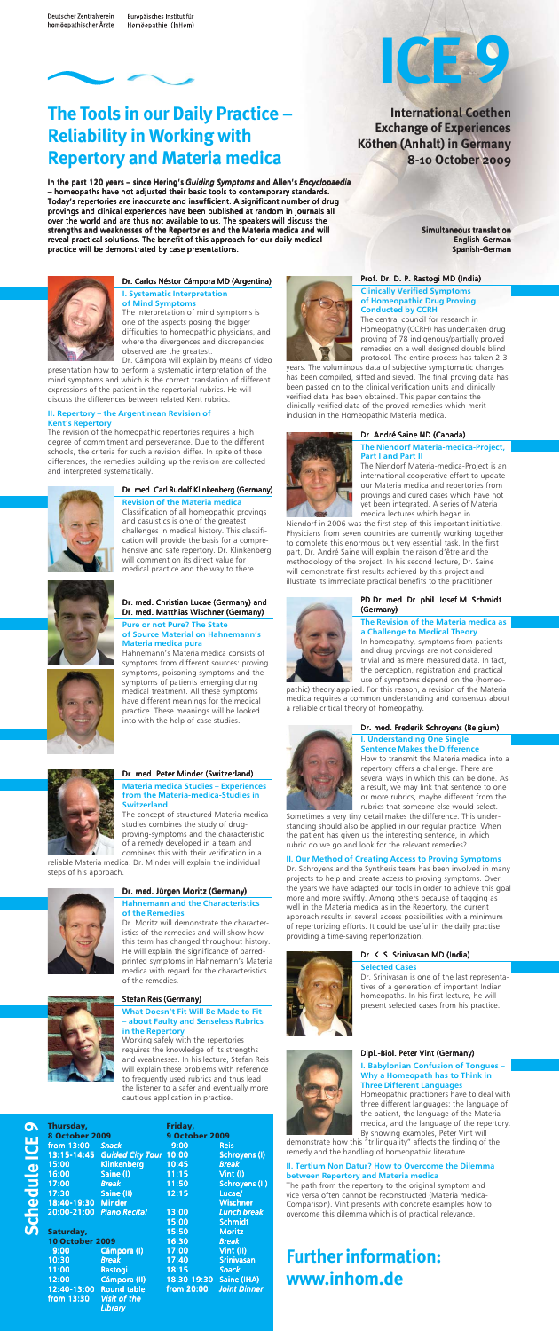Deutscher Zentralverein homöopathischer Ärzte

Europäisches Institut für Homöopathie (InHom)

# ICE 9

**International Coethen Exchange of Experiences**
**Köthen (Anhalt) in Germany**
**8-10 October 2009**

# The Tools in our Daily Practice – Reliability in Working with Repertory and Materia medica

**In the past 120 years – since Hering's *Guiding Symptoms* and Allen's *Encyclopaedia* – homeopaths have not adjusted their basic tools to contemporary standards. Today's repertories are inaccurate and insufficient. A significant number of drug provings and clinical experiences have been published at random in journals all over the world and are thus not available to us. The speakers will discuss the strengths and weaknesses of the Repertories and the Materia medica and will reveal practical solutions. The benefit of this approach for our daily medical practice will be demonstrated by case presentations.**

**Simultaneous translation**
**English-German**
**Spanish-German**

### Dr. Carlos Néstor Cámpora MD (Argentina)

**I. Systematic Interpretation of Mind Symptoms**

The interpretation of mind symptoms is one of the aspects posing the bigger difficulties to homeopathic physicians, and where the divergences and discrepancies observed are the greatest.

Dr. Cámpora will explain by means of video presentation how to perform a systematic interpretation of the mind symptoms and which is the correct translation of different expressions of the patient in the repertorial rubrics. He will discuss the differences between related Kent rubrics.

**II. Repertory – the Argentinean Revision of Kent's Repertory**

The revision of the homeopathic repertories requires a high degree of commitment and perseverance. Due to the different schools, the criteria for such a revision differ. In spite of these differences, the remedies building up the revision are collected and interpreted systematically.

### Dr. med. Carl Rudolf Klinkenberg (Germany)

**Revision of the Materia medica**

Classification of all homeopathic provings and casuistics is one of the greatest challenges in medical history. This classification will provide the basis for a comprehensive and safe repertory. Dr. Klinkenberg will comment on its direct value for medical practice and the way to there.

### Dr. med. Christian Lucae (Germany) and Dr. med. Matthias Wischner (Germany)

**Pure or not Pure? The State of Source Material on Hahnemann's Materia medica pura**

Hahnemann's Materia medica consists of symptoms from different sources: proving symptoms, poisoning symptoms and the symptoms of patients emerging during medical treatment. All these symptoms have different meanings for the medical practice. These meanings will be looked into with the help of case studies.

### Dr. med. Peter Minder (Switzerland)

**Materia medica Studies – Experiences from the Materia-medica-Studies in Switzerland**

The concept of structured Materia medica studies combines the study of drug-proving-symptoms and the characteristic of a remedy developed in a team and combines this with their verification in a reliable Materia medica. Dr. Minder will explain the individual steps of his approach.

### Dr. med. Jürgen Moritz (Germany)

**Hahnemann and the Characteristics of the Remedies**

Dr. Moritz will demonstrate the characteristics of the remedies and will show how this term has changed throughout history. He will explain the significance of barred-printed symptoms in Hahnemann's Materia medica with regard for the characteristics of the remedies.

### Stefan Reis (Germany)

**What Doesn't Fit Will Be Made to Fit – about Faulty and Senseless Rubrics in the Repertory**

Working safely with the repertories requires the knowledge of its strengths and weaknesses. In his lecture, Stefan Reis will explain these problems with reference to frequently used rubrics and thus lead the listener to a safer and eventually more cautious application in practice.

### Prof. Dr. D. P. Rastogi MD (India)

**Clinically Verified Symptoms of Homeopathic Drug Proving Conducted by CCRH**

The central council for research in Homeopathy (CCRH) has undertaken drug proving of 78 indigenous/partially proved remedies on a well designed double blind protocol. The entire process has taken 2-3 years. The voluminous data of subjective symptomatic changes has been compiled, sifted and sieved. The final proving data has been passed on to the clinical verification units and clinically verified data has been obtained. This paper contains the clinically verified data of the proved remedies which merit inclusion in the Homeopathic Materia medica.

### Dr. André Saine ND (Canada)

**The Niendorf Materia-medica-Project, Part I and Part II**

The Niendorf Materia-medica-Project is an international cooperative effort to update our Materia medica and repertories from provings and cured cases which have not yet been integrated. A series of Materia medica lectures which began in Niendorf in 2006 was the first step of this important initiative. Physicians from seven countries are currently working together to complete this enormous but very essential task. In the first part, Dr. André Saine will explain the raison d'être and the methodology of the project. In his second lecture, Dr. Saine will demonstrate first results achieved by this project and illustrate its immediate practical benefits to the practitioner.

### PD Dr. med. Dr. phil. Josef M. Schmidt (Germany)

**The Revision of the Materia medica as a Challenge to Medical Theory**

In homeopathy, symptoms from patients and drug provings are not considered trivial and as mere measured data. In fact, the perception, registration and practical use of symptoms depend on the (homeopathic) theory applied. For this reason, a revision of the Materia medica requires a common understanding and consensus about a reliable critical theory of homeopathy.

### Dr. med. Frederik Schroyens (Belgium)

**I. Understanding One Single Sentence Makes the Difference**

How to transmit the Materia medica into a repertory offers a challenge. There are several ways in which this can be done. As a result, we may link that sentence to one or more rubrics, maybe different from the rubrics that someone else would select. Sometimes a very tiny detail makes the difference. This understanding should also be applied in our regular practice. When the patient has given us the interesting sentence, in which rubric do we go and look for the relevant remedies?

**II. Our Method of Creating Access to Proving Symptoms**

Dr. Schroyens and the Synthesis team has been involved in many projects to help and create access to proving symptoms. Over the years we have adapted our tools in order to achieve this goal more and more swiftly. Among others because of tagging as well in the Materia medica as in the Repertory, the current approach results in several access possibilities with a minimum of repertorizing efforts. It could be useful in the daily practise providing a time-saving repertorization.

### Dr. K. S. Srinivasan MD (India)

**Selected Cases**

Dr. Srinivasan is one of the last representatives of a generation of important Indian homeopaths. In his first lecture, he will present selected cases from his practice.

### Dipl.-Biol. Peter Vint (Germany)

**I. Babylonian Confusion of Tongues – Why a Homeopath has to Think in Three Different Languages**

Homeopathic practioners have to deal with three different languages: the language of the patient, the language of the Materia medica, and the language of the repertory. By showing examples, Peter Vint will demonstrate how this "trilinguality" affects the finding of the remedy and the handling of homeopathic literature.

**II. Tertium Non Datur? How to Overcome the Dilemma between Repertory and Materia medica**

The path from the repertory to the original symptom and vice versa often cannot be reconstructed (Materia medica-Comparison). Vint presents with concrete examples how to overcome this dilemma which is of practical relevance.

## Schedule ICE 9

**Thursday, 8 October 2009**

| Time | Event |
|---|---|
| from 13:00 | *Snack* |
| 13:15-14:45 | *Guided City Tour* |
| 15:00 | Klinkenberg |
| 16:00 | Saine (I) |
| 17:00 | *Break* |
| 17:30 | Saine (II) |
| 18:40-19:30 | Minder |
| 20:00-21:00 | *Piano Recital* |

**Saturday, 10 October 2009**

| Time | Event |
|---|---|
| 9:00 | Cámpora (I) |
| 10:30 | *Break* |
| 11:00 | Rastogi |
| 12:00 | Cámpora (II) |
| 12:40-13:00 | Round table |
| from 13:30 | *Visit of the Library* |

**Friday, 9 October 2009**

| Time | Event |
|---|---|
| 9:00 | Reis |
| 10:00 | Schroyens (I) |
| 10:45 | *Break* |
| 11:15 | Vint (I) |
| 11:50 | Schroyens (II) |
| 12:15 | Lucae/Wischner |
| 13:00 | *Lunch break* |
| 15:00 | Schmidt |
| 15:50 | Moritz |
| 16:30 | *Break* |
| 17:00 | Vint (II) |
| 17:40 | Srinivasan |
| 18:15 | *Snack* |
| 18:30-19:30 | Saine (IHA) |
| from 20:00 | *Joint Dinner* |

# Further information: www.inhom.de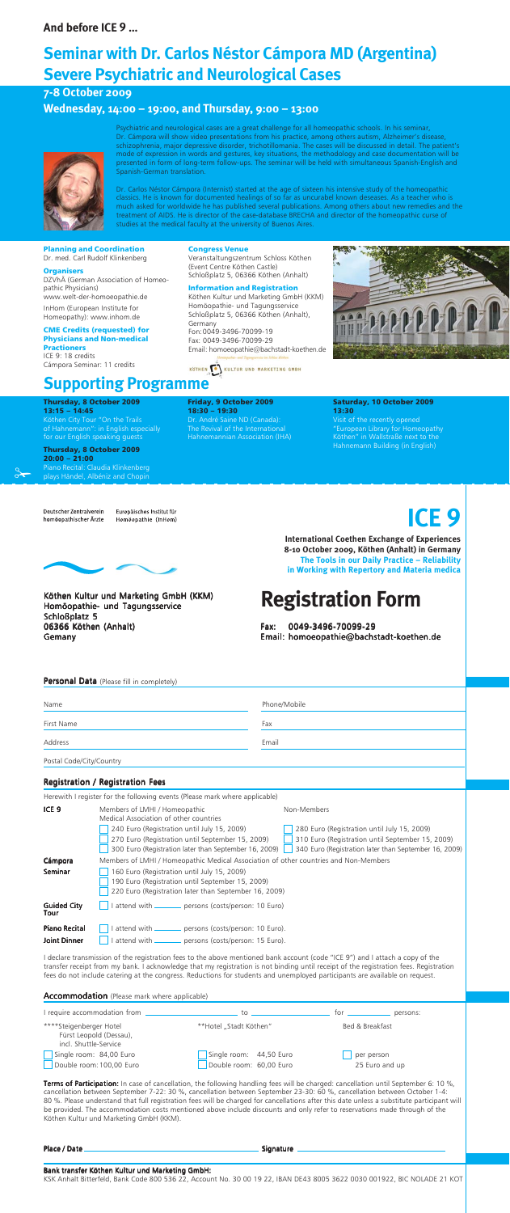**And before ICE 9 ...**

# Seminar with Dr. Carlos Néstor Cámpora MD (Argentina) Severe Psychiatric and Neurological Cases

## 7-8 October 2009

## Wednesday, 14:00 – 19:00, and Thursday, 9:00 – 13:00

Psychiatric and neurological cases are a great challenge for all homeopathic schools. In his seminar, Dr. Cámpora will show video presentations from his practice, among others autism, Alzheimer's disease, schizophrenia, major depressive disorder, trichotillomania. The cases will be discussed in detail. The patient's mode of expression in words and gestures, key situations, the methodology and case documentation will be presented in form of long-term follow-ups. The seminar will be held with simultaneous Spanish-English and Spanish-German translation.

Dr. Carlos Néstor Cámpora (Internist) started at the age of sixteen his intensive study of the homeopathic classics. He is known for documented healings of so far as uncurable known deseases. As a teacher who is much asked for worldwide he has published several publications. Among others about new remedies and the treatment of AIDS. He is director of the case-database BRECHA and director of the homeopathic curse of studies at the medical faculty at the university of Buenos Aires.

**Planning and Coordination**
Dr. med. Carl Rudolf Klinkenberg

**Organisers**
DZVhÄ (German Association of Homeopathic Physicians)
www.welt-der-homoeopathie.de
InHom (European Institute for Homeopathy): www.inhom.de

**CME Credits (requested) for Physicians and Non-medical Practioners**
ICE 9: 18 credits
Cámpora Seminar: 11 credits

**Congress Venue**
Veranstaltungszentrum Schloss Köthen (Event Centre Köthen Castle)
Schloßplatz 5, 06366 Köthen (Anhalt)

**Information and Registration**
Köthen Kultur und Marketing GmbH (KKM)
Homöopathie- und Tagungsservice
Schloßplatz 5, 06366 Köthen (Anhalt), Germany
Fon: 0049-3496-70099-19
Fax: 0049-3496-70099-29
Email: homoeopathie@bachstadt-koethen.de

KÖTHEN KULTUR UND MARKETING GMBH

# Supporting Programme

**Thursday, 8 October 2009**
**13:15 – 14:45**
Köthen City Tour "On the Trails of Hahnemann": in English especially for our English speaking guests

**Thursday, 8 October 2009**
**20:00 – 21:00**
Piano Recital: Claudia Klinkenberg plays Händel, Albéniz and Chopin

**Friday, 9 October 2009**
**18:30 – 19:30**
Dr. André Saine ND (Canada): The Revival of the International Hahnemannian Association (IHA)

**Saturday, 10 October 2009**
**13:30**
Visit of the recently opened "European Library for Homeopathy Köthen" in Wallstraße next to the Hahnemann Building (in English)

---

Deutscher Zentralverein homöopathischer Ärzte | Europäisches Institut für Homöopathie (InHom)

# ICE 9

**International Coethen Exchange of Experiences**
**8-10 October 2009, Köthen (Anhalt) in Germany**
**The Tools in our Daily Practice – Reliability in Working with Repertory and Materia medica**

**Köthen Kultur und Marketing GmbH (KKM)**
**Homöopathie- und Tagungsservice**
**Schloßplatz 5**
**06366 Köthen (Anhalt)**
**Gemany**

# Registration Form

**Fax: 0049-3496-70099-29**
**Email: homoeopathie@bachstadt-koethen.de**

### Personal Data (Please fill in completely)

| | |
|---|---|
| Name | Phone/Mobile |
| First Name | Fax |
| Address | Email |
| Postal Code/City/Country | |

### Registration / Registration Fees

Herewith I register for the following events (Please mark where applicable)

| | | |
|---|---|---|
| **ICE 9** | Members of LMHI / Homeopathic Medical Association of other countries | Non-Members |
| | ☐ 240 Euro (Registration until July 15, 2009) | ☐ 280 Euro (Registration until July 15, 2009) |
| | ☐ 270 Euro (Registration until September 15, 2009) | ☐ 310 Euro (Registration until September 15, 2009) |
| | ☐ 300 Euro (Registration later than September 16, 2009) | ☐ 340 Euro (Registration later than September 16, 2009) |
| **Cámpora Seminar** | Members of LMHI / Homeopathic Medical Association of other countries and Non-Members | |
| | ☐ 160 Euro (Registration until July 15, 2009) | |
| | ☐ 190 Euro (Registration until September 15, 2009) | |
| | ☐ 220 Euro (Registration later than September 16, 2009) | |
| **Guided City Tour** | ☐ I attend with ______ persons (costs/person: 10 Euro) | |
| **Piano Recital** | ☐ I attend with ______ persons (costs/person: 10 Euro). | |
| **Joint Dinner** | ☐ I attend with ______ persons (costs/person: 15 Euro). | |

I declare transmission of the registration fees to the above mentioned bank account (code "ICE 9") and I attach a copy of the transfer receipt from my bank. I acknowledge that my registration is not binding until receipt of the registration fees. Registration fees do not include catering at the congress. Reductions for students and unemployed participants are available on request.

### Accommodation (Please mark where applicable)

I require accommodation from ______________ to ______________ for __________ persons:

| | | |
|---|---|---|
| ****Steigenberger Hotel Fürst Leopold (Dessau), incl. Shuttle-Service | **Hotel „Stadt Köthen" | Bed & Breakfast |
| ☐ Single room: 84,00 Euro | ☐ Single room: 44,50 Euro | ☐ per person |
| ☐ Double room: 100,00 Euro | ☐ Double room: 60,00 Euro | 25 Euro and up |

**Terms of Participation:** In case of cancellation, the following handling fees will be charged: cancellation until September 6: 10 %, cancellation between September 7-22: 30 %, cancellation between September 23-30: 60 %, cancellation between October 1-4: 80 %. Please understand that full registration fees will be charged for cancellations after this date unless a substitute participant will be provided. The accommodation costs mentioned above include discounts and only refer to reservations made through of the Köthen Kultur und Marketing GmbH (KKM).

**Place / Date** ______________________ **Signature** ______________________

**Bank transfer Köthen Kultur und Marketing GmbH:**
KSK Anhalt Bitterfeld, Bank Code 800 536 22, Account No. 30 00 19 22, IBAN DE43 8005 3622 0030 001922, BIC NOLADE 21 KOT